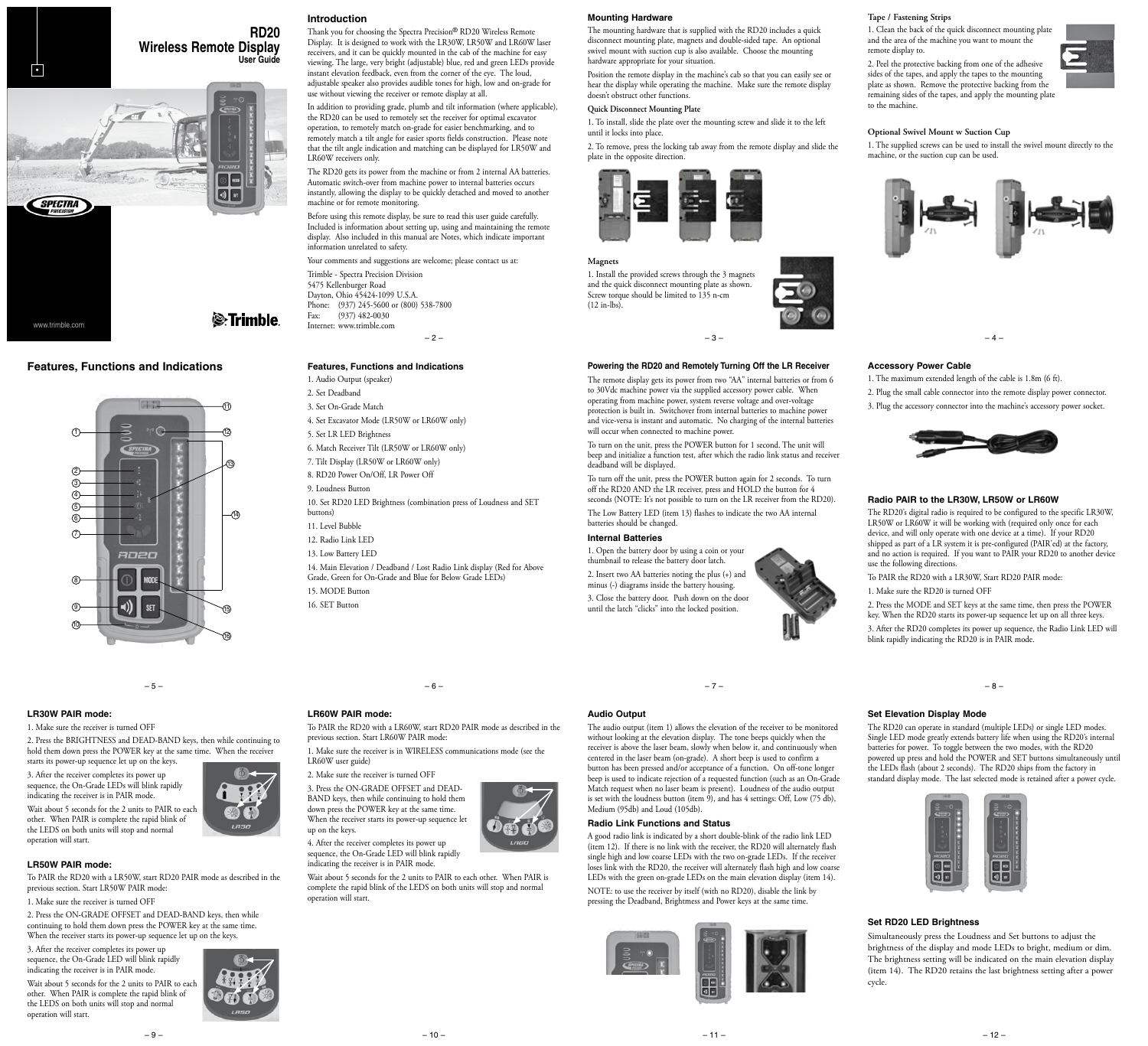# RD20 Wireless Remote Display

User Guide

www.trimble.com

## Introduction

Thank you for choosing the Spectra Precision® RD20 Wireless Remote Display. It is designed to work with the LR30W, LR50W and LR60W laser receivers, and it can be quickly mounted in the cab of the machine for easy viewing. The large, very bright (adjustable) blue, red and green LEDs provide instant elevation feedback, even from the corner of the eye. The loud, adjustable speaker also provides audible tones for high, low and on-grade for use without viewing the receiver or remote display at all.

In addition to providing grade, plumb and tilt information (where applicable), the RD20 can be used to remotely set the receiver for optimal excavator operation, to remotely match on-grade for easier benchmarking, and to remotely match a tilt angle for easier sports fields construction. Please note that the tilt angle indication and matching can be displayed for LR50W and LR60W receivers only.

The RD20 gets its power from the machine or from 2 internal AA batteries. Automatic switch-over from machine power to internal batteries occurs instantly, allowing the display to be quickly detached and moved to another machine or for remote monitoring.

Before using this remote display, be sure to read this user guide carefully. Included is information about setting up, using and maintaining the remote display. Also included in this manual are Notes, which indicate important information unrelated to safety.

Your comments and suggestions are welcome; please contact us at:

Trimble - Spectra Precision Division
5475 Kellenburger Road
Dayton, Ohio 45424-1099 U.S.A.
Phone: (937) 245-5600 or (800) 538-7800
Fax: (937) 482-0030
Internet: www.trimble.com

## Mounting Hardware

The mounting hardware that is supplied with the RD20 includes a quick disconnect mounting plate, magnets and double-sided tape. An optional swivel mount with suction cup is also available. Choose the mounting hardware appropriate for your situation.

Position the remote display in the machine's cab so that you can easily see or hear the display while operating the machine. Make sure the remote display doesn't obstruct other functions.

### Quick Disconnect Mounting Plate

1. To install, slide the plate over the mounting screw and slide it to the left until it locks into place.
2. To remove, press the locking tab away from the remote display and slide the plate in the opposite direction.

### Magnets

1. Install the provided screws through the 3 magnets and the quick disconnect mounting plate as shown. Screw torque should be limited to 135 n-cm (12 in-lbs).

### Tape / Fastening Strips

1. Clean the back of the quick disconnect mounting plate and the area of the machine you want to mount the remote display to.
2. Peel the protective backing from one of the adhesive sides of the tapes, and apply the tapes to the mounting plate as shown. Remove the protective backing from the remaining sides of the tapes, and apply the mounting plate to the machine.

### Optional Swivel Mount w Suction Cup

1. The supplied screws can be used to install the swivel mount directly to the machine, or the suction cup can be used.

## Features, Functions and Indications

1. Audio Output (speaker)
2. Set Deadband
3. Set On-Grade Match
4. Set Excavator Mode (LR50W or LR60W only)
5. Set LR LED Brightness
6. Match Receiver Tilt (LR50W or LR60W only)
7. Tilt Display (LR50W or LR60W only)
8. RD20 Power On/Off, LR Power Off
9. Loudness Button
10. Set RD20 LED Brightness (combination press of Loudness and SET buttons)
11. Level Bubble
12. Radio Link LED
13. Low Battery LED
14. Main Elevation / Deadband / Lost Radio Link display (Red for Above Grade, Green for On-Grade and Blue for Below Grade LEDs)
15. MODE Button
16. SET Button

## Powering the RD20 and Remotely Turning Off the LR Receiver

The remote display gets its power from two "AA" internal batteries or from 6 to 30Vdc machine power via the supplied accessory power cable. When operating from machine power, system reverse voltage and over-voltage protection is built in. Switchover from internal batteries to machine power and vice-versa is instant and automatic. No charging of the internal batteries will occur when connected to machine power.

To turn on the unit, press the POWER button for 1 second. The unit will beep and initialize a function test, after which the radio link status and receiver deadband will be displayed.

To turn off the unit, press the POWER button again for 2 seconds. To turn off the RD20 AND the LR receiver, press and HOLD the button for 4 seconds (NOTE: It's not possible to turn on the LR receiver from the RD20).

The Low Battery LED (item 13) flashes to indicate the two AA internal batteries should be changed.

### Internal Batteries

1. Open the battery door by using a coin or your thumbnail to release the battery door latch.
2. Insert two AA batteries noting the plus (+) and minus (-) diagrams inside the battery housing.
3. Close the battery door. Push down on the door until the latch "clicks" into the locked position.

## Accessory Power Cable

1. The maximum extended length of the cable is 1.8m (6 ft).
2. Plug the small cable connector into the remote display power connector.
3. Plug the accessory connector into the machine's accessory power socket.

## Radio PAIR to the LR30W, LR50W or LR60W

The RD20's digital radio is required to be configured to the specific LR30W, LR50W or LR60W it will be working with (required only once for each device, and will only operate with one device at a time). If your RD20 shipped as part of a LR system it is pre-configured (PAIR'ed) at the factory, and no action is required. If you want to PAIR your RD20 to another device use the following directions.

To PAIR the RD20 with a LR30W, Start RD20 PAIR mode:

1. Make sure the RD20 is turned OFF
2. Press the MODE and SET keys at the same time, then press the POWER key. When the RD20 starts its power-up sequence let up on all three keys.
3. After the RD20 completes its power up sequence, the Radio Link LED will blink rapidly indicating the RD20 is in PAIR mode.

### LR30W PAIR mode:

1. Make sure the receiver is turned OFF
2. Press the BRIGHTNESS and DEAD-BAND keys, then while continuing to hold them down press the POWER key at the same time. When the receiver starts its power-up sequence let up on the keys.
3. After the receiver completes its power up sequence, the On-Grade LEDs will blink rapidly indicating the receiver is in PAIR mode.

Wait about 5 seconds for the 2 units to PAIR to each other. When PAIR is complete the rapid blink of the LEDS on both units will stop and normal operation will start.

### LR50W PAIR mode:

To PAIR the RD20 with a LR50W, start RD20 PAIR mode as described in the previous section. Start LR50W PAIR mode:

1. Make sure the receiver is turned OFF
2. Press the ON-GRADE OFFSET and DEAD-BAND keys, then while continuing to hold them down press the POWER key at the same time. When the receiver starts its power-up sequence let up on the keys.
3. After the receiver completes its power up sequence, the On-Grade LED will blink rapidly indicating the receiver is in PAIR mode.

Wait about 5 seconds for the 2 units to PAIR to each other. When PAIR is complete the rapid blink of the LEDS on both units will stop and normal operation will start.

### LR60W PAIR mode:

To PAIR the RD20 with a LR60W, start RD20 PAIR mode as described in the previous section. Start LR60W PAIR mode:

1. Make sure the receiver is in WIRELESS communications mode (see the LR60W user guide)
2. Make sure the receiver is turned OFF
3. Press the ON-GRADE OFFSET and DEAD-BAND keys, then while continuing to hold them down press the POWER key at the same time. When the receiver starts its power-up sequence let up on the keys.
4. After the receiver completes its power up sequence, the On-Grade LED will blink rapidly indicating the receiver is in PAIR mode.

Wait about 5 seconds for the 2 units to PAIR to each other. When PAIR is complete the rapid blink of the LEDS on both units will stop and normal operation will start.

## Audio Output

The audio output (item 1) allows the elevation of the receiver to be monitored without looking at the elevation display. The tone beeps quickly when the receiver is above the laser beam, slowly when below it, and continuously when centered in the laser beam (on-grade). A short beep is used to confirm a button has been pressed and/or acceptance of a function. On off-tone longer beep is used to indicate rejection of a requested function (such as an On-Grade Match request when no laser beam is present). Loudness of the audio output is set with the loudness button (item 9), and has 4 settings: Off, Low (75 db), Medium (95db) and Loud (105db).

### Radio Link Functions and Status

A good radio link is indicated by a short double-blink of the radio link LED (item 12). If there is no link with the receiver, the RD20 will alternately flash single high and low coarse LEDs with the two on-grade LEDs. If the receiver loses link with the RD20, the receiver will alternately flash high and low coarse LEDs with the green on-grade LEDs on the main elevation display (item 14).

NOTE: to use the receiver by itself (with no RD20), disable the link by pressing the Deadband, Brightness and Power keys at the same time.

## Set Elevation Display Mode

The RD20 can operate in standard (multiple LEDs) or single LED modes. Single LED mode greatly extends battery life when using the RD20's internal batteries for power. To toggle between the two modes, with the RD20 powered up press and hold the POWER and SET buttons simultaneously until the LEDs flash (about 2 seconds). The RD20 ships from the factory in standard display mode. The last selected mode is retained after a power cycle.

## Set RD20 LED Brightness

Simultaneously press the Loudness and Set buttons to adjust the brightness of the display and mode LEDs to bright, medium or dim. The brightness setting will be indicated on the main elevation display (item 14). The RD20 retains the last brightness setting after a power cycle.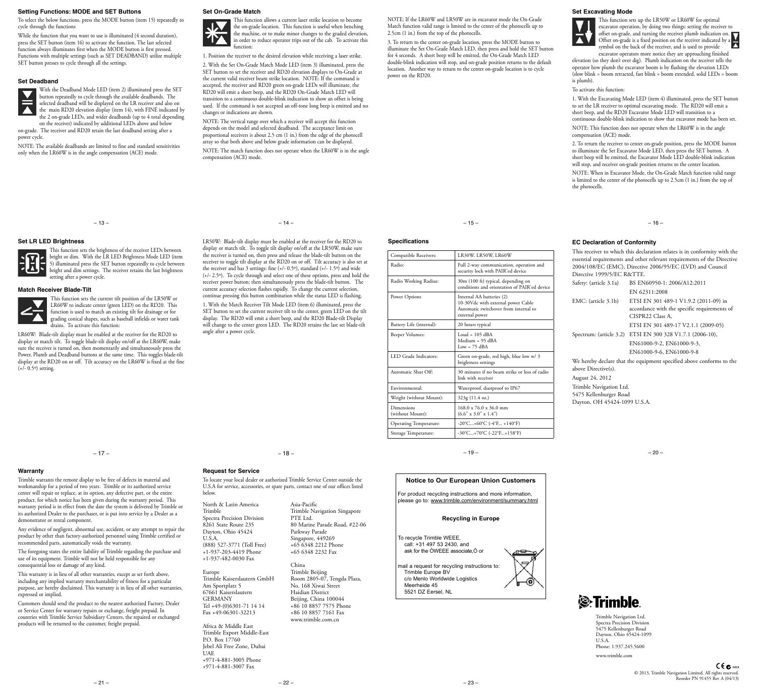### Setting Functions: MODE and SET Buttons

To select the below functions, press the MODE button (item 15) repeatedly to cycle through the functions

While the function that you want to use is illuminated (4 second duration), press the SET button (item 16) to activate the function. The last selected function always illuminates first when the MODE button is first pressed. Functions with multiple settings (such as SET DEADBAND) utilize multiple SET button presses to cycle through all the settings.

### Set Deadband

With the Deadband Mode LED (item 2) illuminated press the SET button repeatedly to cycle through the available deadbands. The selected deadband will be displayed on the LR receiver and also on the main RD20 elevation display (item 14), with FINE indicated by the 2 on-grade LEDs, and wider deadbands (up to 4 total depending on the receiver) indicated by additional LEDs above and below on-grade. The receiver and RD20 retain the last deadband setting after a power cycle.

NOTE: The available deadbands are limited to fine and standard sensitivities only when the LR60W is in the angle compensation (ACE) mode.

### Set On-Grade Match

This function allows a current laser strike location to become the on-grade location. This function is useful when benching the machine, or to make minor changes to the graded elevation, in order to reduce operator trips out of the cab. To activate this function:

1. Position the receiver to the desired elevation while receiving a laser strike.

2. With the Set On-Grade Match Mode LED (item 3) illuminated, press the SET button to set the receiver and RD20 elevation displays to On-Grade at the current valid receiver beam strike location. NOTE: If the command is accepted, the receiver and RD20 green on-grade LEDs will illuminate, the RD20 will emit a short beep, and the RD20 On-Grade Match LED will transition to a continuous double-blink indication to show an offset is being used. If the command is not accepted an off-tone long beep is emitted and no changes or indications are shown.

NOTE: The vertical range over which a receiver will accept this function depends on the model and selected deadband. The acceptance limit on proportional receivers is about 2.5 cm (1 in.) from the edge of the photocell array so that both above and below grade information can be displayed.

NOTE: The match function does not operate when the LR60W is in the angle compensation (ACE) mode.

NOTE: If the LR60W and LR50W are in excavator mode the On-Grade Match function valid range is limited to the center of the photocells up to 2.5cm (1 in.) from the top of the photocells.

3. To return to the center on-grade location, press the MODE button to illuminate the Set On-Grade Match LED, then press and hold the SET button for 4 seconds. A short beep will be emitted, the On-Grade Match LED double-blink indication will stop, and on-grade position returns to the default location. Another way to return to the center on-grade location is to cycle power on the RD20.

### Set Excavating Mode

This function sets up the LR50W or LR60W for optimal excavator operation, by doing two things: setting the receiver to offset on-grade, and turning the receiver plumb indication on. Offset on-grade is a fixed position on the receiver indicated by a symbol on the back of the receiver, and is used to provide excavator operators more notice they are approaching finished elevation (so they don't over dig). Plumb indication on the receiver tells the operator how plumb the excavator boom is by flashing the elevation LEDs (slow blink = boom retracted, fast blink = boom extended, solid LEDs = boom is plumb).

To activate this function:

1. With the Excavating Mode LED (item 4) illuminated, press the SET button to set the LR receiver to optimal excavating mode. The RD20 will emit a short beep, and the RD20 Excavator Mode LED will transition to a continuous double-blink indication to show that excavator mode has been set.

NOTE: This function does not operate when the LR60W is in the angle compensation (ACE) mode.

2. To return the receiver to center on-grade position, press the MODE button to illuminate the Set Excavator Mode LED, then press the SET button. A short beep will be emitted, the Excavator Mode LED double-blink indication will stop, and receiver on-grade position returns to the center location.

NOTE: When in Excavator Mode, the On-Grade Match function valid range is limited to the center of the photocells up to 2.5cm (1 in.) from the top of the photocells.

### Set LR LED Brightness

This function sets the brightness of the receiver LEDs between bright or dim. With the LR LED Brightness Mode LED (item 5) illuminated press the SET button repeatedly to cycle between bright and dim settings. The receiver retains the last brightness setting after a power cycle.

### Match Receiver Blade-Tilt

This function sets the current tilt position of the LR50W or LR60W to indicate center (green LED) on the RD20. This function is used to match an existing tilt for drainage or for grading conical shapes, such as baseball infields or water tank drains. To activate this function:

LR60W: Blade-tilt display must be enabled at the receiver for the RD20 to display or match tilt. To toggle blade-tilt display on/off at the LR60W, make sure the receiver is turned on, then momentarily and simultaneously press the Power, Plumb and Deadband buttons at the same time. This toggles blade-tilt display at the RD20 on or off. Tilt accuracy on the LR60W is fixed at the fine (+/- 0.5º) setting.

LR50W: Blade-tilt display must be enabled at the receiver for the RD20 to display or match tilt. To toggle tilt display on/off at the LR50W, make sure the receiver is turned on, then press and release the blade-tilt button on the receiver to toggle tilt display at the RD20 on or off. Tilt accuracy is also set at the receiver and has 3 settings: fine (+/- 0.5º), standard (+/- 1.5º) and wide (+/- 2.5º). To cycle through and select one of these options, press and hold the receiver power button; then simultaneously press the blade-tilt button. The current accuracy selection flashes rapidly. To change the current selection, continue pressing this button combination while the status LED is flashing.

1. With the Match Receiver Tilt Mode LED (item 6) illuminated, press the SET button to set the current receiver tilt to the center, green LED on the tilt display. The RD20 will emit a short beep, and the RD20 Blade-tilt Display will change to the center green LED. The RD20 retains the last set blade-tilt angle after a power cycle.

### Specifications

| | |
|---|---|
| Compatible Receivers: | LR30W, LR50W, LR60W |
| Radio: | Full 2-way communication, operation and security lock with PAIR'ed device |
| Radio Working Radius: | 30m (100 ft) typical, depending on conditions and orientation of PAIR'ed device |
| Power Options | Internal AA batteries (2)<br>10-30Vdc with external power Cable<br>Automatic switchover from internal to external power |
| Battery Life (internal): | 20 hours typical |
| Beeper Volumes: | Loud = 105 dBA<br>Medium = 95 dBA<br>Low = 75 dBA |
| LED Grade Indicators: | Green on-grade, red high, blue low w/ 3 brightness settings |
| Automatic Shut Off: | 30 minutes if no beam strike or loss of radio link with receiver |
| Environmental: | Waterproof, dustproof to IP67 |
| Weight (without Mount): | 323g (11.4 oz.) |
| Dimensions (without Mount): | 168.0 x 76.0 x 36.0 mm (6.6" x 3.0" x 1.4") |
| Operating Temperature: | -20°C...+60°C (-4°F... +140°F) |
| Storage Temperature: | -30°C...+70°C (-22°F...+158°F) |

### EC Declaration of Conformity

This receiver to which this declaration relates is in conformity with the essential requirements and other relevant requirements of the Directive 2004/108/EC (EMC), Directive 2006/95/EC (LVD) and Council Directive 1999/5/EC R&TTE.

Safety: (article 3.1a) BS EN60950-1: 2006/A12:2011
EN 62311:2008

EMC: (article 3.1b) ETSI EN 301 489-1 V1.9.2 (2011-09) in accordance with the specific requirements of CISPR22 Class A,
ETSI EN 301 489-17 V2.1.1 (2009-05)

Spectrum: (article 3.2) ETSI EN 300 328 V1.7.1 (2006-10),
EN61000-9-2, EN61000-9-3,
EN61000-9-6, EN61000-9-8

We hereby declare that the equipment specified above conforms to the above Directive(s).

August 24, 2012

Trimble Navigation Ltd.
5475 Kellenburger Road
Dayton, OH 45424-1099 U.S.A.

### Warranty

Trimble warrants the remote display to be free of defects in material and workmanship for a period of two years. Trimble or its authorized service center will repair or replace, at its option, any defective part, or the entire product, for which notice has been given during the warranty period. This warranty period is in effect from the date the system is delivered by Trimble or its authorized Dealer to the purchaser, or is put into service by a Dealer as a demonstrator or rental component.

Any evidence of negligent, abnormal use, accident, or any attempt to repair the product by other than factory-authorized personnel using Trimble certified or recommended parts, automatically voids the warranty.

The foregoing states the entire liability of Trimble regarding the purchase and use of its equipment. Trimble will not be held responsible for any consequential loss or damage of any kind.

This warranty is in lieu of all other warranties, except as set forth above, including any implied warranty merchantability of fitness for a particular purpose, are hereby disclaimed. This warranty is in lieu of all other warranties, expressed or implied.

Customers should send the product to the nearest authorized Factory, Dealer or Service Center for warranty repairs or exchange, freight prepaid. In countries with Trimble Service Subsidiary Centers, the repaired or exchanged products will be returned to the customer, freight prepaid.

### Request for Service

To locate your local dealer or authorized Trimble Service Center outside the U.S.A for service, accessories, or spare parts, contact one of our offices listed below.

North & Latin America
Trimble
Spectra Precision Division
8261 State Route 235
Dayton, Ohio 45424
U.S.A.
(888) 527-3771 (Toll Free)
+1-937-203-4419 Phone
+1-937-482-0030 Fax

Europe
Trimble Kaiserslautern GmbH
Am Sportplatz 5
67661 Kaiserslautern
GERMANY
Tel +49-(0)6301-71 14 14
Fax +49-06301-32213

Africa & Middle East
Trimble Export Middle-East
P.O. Box 17760
Jebel Ali Free Zone, Dubai
UAE
+971-4-881-3005 Phone
+971-4-881-3007 Fax

Asia-Pacific
Trimble Navigation Singapore
PTE Ltd.
80 Marine Parade Road, #22-06
Parkway Parade
Singapore, 449269
+65 6348 2212 Phone
+65 6348 2232 Fax

China
Trimble Beijing
Room 2805-07, Tengda Plaza,
No. 168 Xiwai Street
Haidian District
Beijing, China 100044
+86 10 8857 7575 Phone
+86 10 8857 7161 Fax
www.trimble.com.cn

### Notice to Our European Union Customers

For product recycling instructions and more information, please go to: www.trimble.com/environment/summary.html

**Recycling in Europe**

To recycle Trimble WEEE,
call: +31 497 53 2430, and
ask for the ÒWEEE associate,Ó or

mail a request for recycling instructions to:
Trimble Europe BV
c/o Menlo Worldwide Logistics
Meerheide 45
5521 DZ Eersel, NL

Trimble Navigation Ltd.
Spectra Precision Division
5475 Kellenburger Road
Dayton, Ohio 45424-1099
U.S.A.
Phone: 1.937.245.5600

www.trimble.com

© 2013, Trimble Navigation Limited. All rights reserved.
Reorder PN 91455 Rev A (04/13)